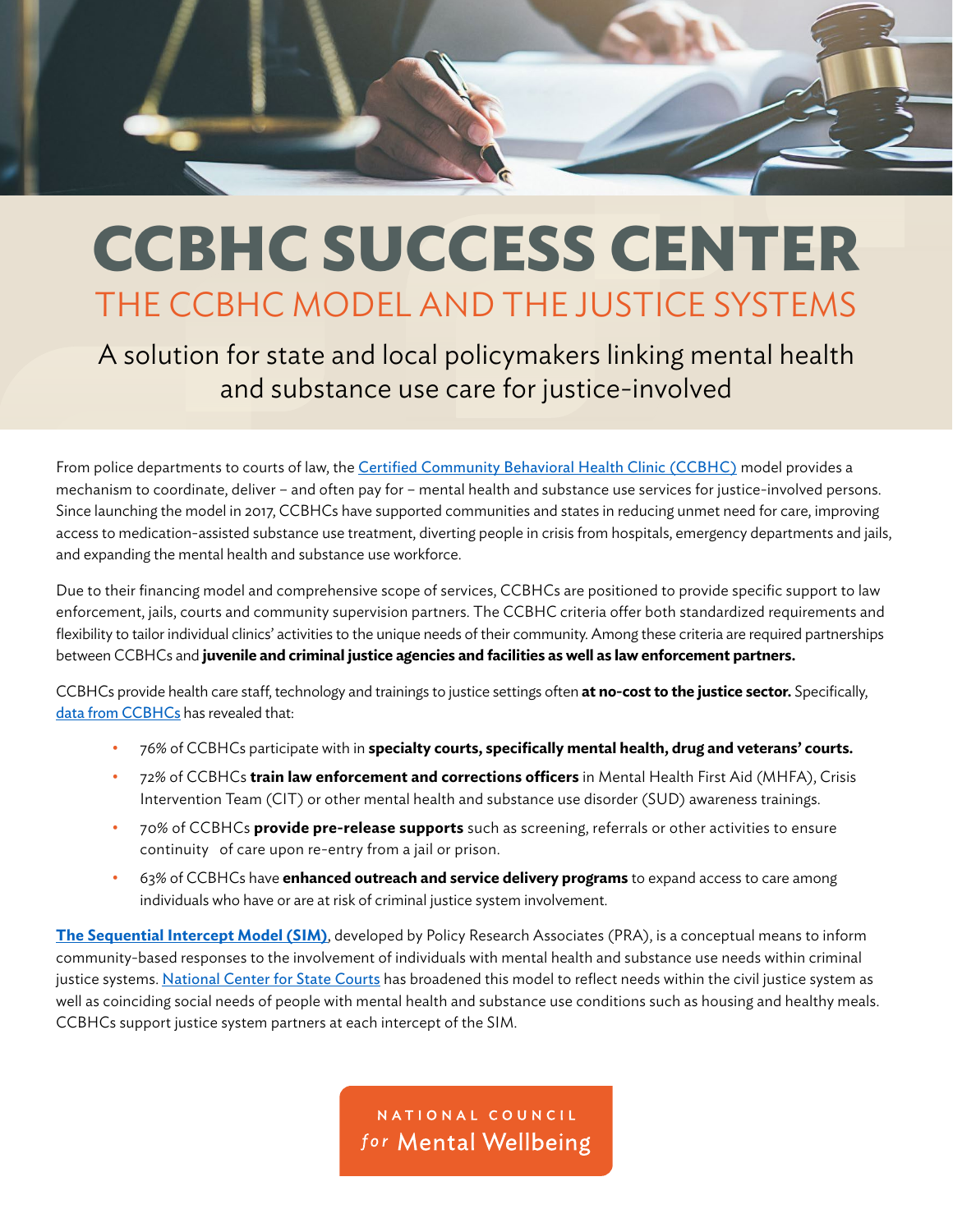# CCBHC SUCCESS CENTER

## THE CCBHC MODEL AND THE JUSTICE SYSTEMS

### A solution for state and local policymakers linking mental health and substance use care for justice-involved

From police departments to courts of law, the Certified Community Behavioral Health Clinic (CCBHC) model provides a mechanism to coordinate, deliver – and often pay for – mental health and substance use services for justice-involved persons. Since launching the model in 2017, CCBHCs have supported communities and states in reducing unmet need for care, improving access to medication-assisted substance use treatment, diverting people in crisis from hospitals, emergency departments and jails, and expanding the mental health and substance use workforce.

Due to their financing model and comprehensive scope of services, CCBHCs are positioned to provide specific support to law enforcement, jails, courts and community supervision partners. The CCBHC criteria offer both standardized requirements and flexibility to tailor individual clinics' activities to the unique needs of their community. Among these criteria are required partnerships between CCBHCs and **juvenile and criminal justice agencies and facilities as well as law enforcement partners.**

CCBHCs provide health care staff, technology and trainings to justice settings often **at no-cost to the justice sector.** Specifically, data from CCBHCs has revealed that:

- 76% of CCBHCs participate with in **specialty courts, specifically mental health, drug and veterans' courts.**
- 72% of CCBHCs **train law enforcement and corrections officers** in Mental Health First Aid (MHFA), Crisis Intervention Team (CIT) or other mental health and substance use disorder (SUD) awareness trainings.
- 70% of CCBHCs **provide pre-release supports** such as screening, referrals or other activities to ensure continuity of care upon re-entry from a jail or prison.
- 63% of CCBHCs have **enhanced outreach and service delivery programs** to expand access to care among individuals who have or are at risk of criminal justice system involvement.

**The Sequential Intercept Model (SIM)**, developed by Policy Research Associates (PRA), is a conceptual means to inform community-based responses to the involvement of individuals with mental health and substance use needs within criminal justice systems. National Center for State Courts has broadened this model to reflect needs within the civil justice system as well as coinciding social needs of people with mental health and substance use conditions such as housing and healthy meals. CCBHCs support justice system partners at each intercept of the SIM.

NATIONAL COUNCIL *for* Mental Wellbeing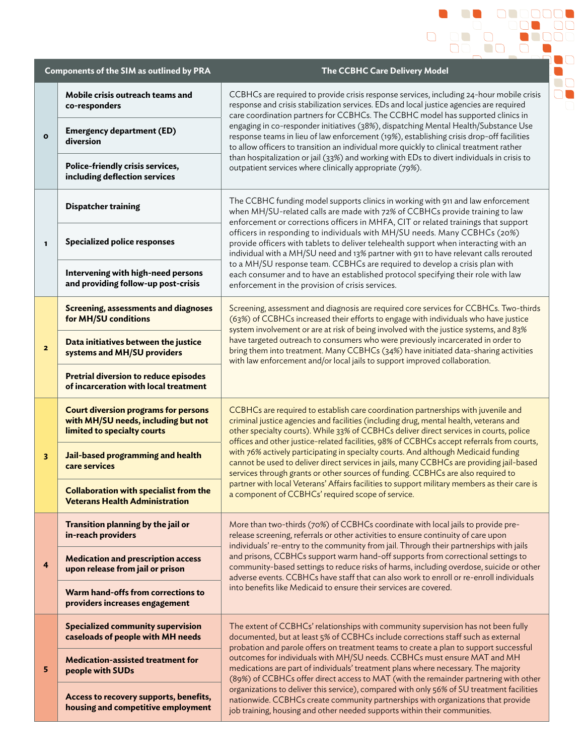| | Components of the SIM as outlined by PRA | The CCBHC Care Delivery Model |
|---|---|---|
| 0 | **Mobile crisis outreach teams and co-responders**<br>**Emergency department (ED) diversion**<br>**Police-friendly crisis services, including deflection services** | CCBHCs are required to provide crisis response services, including 24-hour mobile crisis response and crisis stabilization services. EDs and local justice agencies are required care coordination partners for CCBHCs. The CCBHC model has supported clinics in engaging in co-responder initiatives (38%), dispatching Mental Health/Substance Use response teams in lieu of law enforcement (19%), establishing crisis drop-off facilities to allow officers to transition an individual more quickly to clinical treatment rather than hospitalization or jail (33%) and working with EDs to divert individuals in crisis to outpatient services where clinically appropriate (79%). |
| 1 | **Dispatcher training**<br>**Specialized police responses**<br>**Intervening with high-need persons and providing follow-up post-crisis** | The CCBHC funding model supports clinics in working with 911 and law enforcement when MH/SU-related calls are made with 72% of CCBHCs provide training to law enforcement or corrections officers in MHFA, CIT or related trainings that support officers in responding to individuals with MH/SU needs. Many CCBHCs (20%) provide officers with tablets to deliver telehealth support when interacting with an individual with a MH/SU need and 13% partner with 911 to have relevant calls rerouted to a MH/SU response team. CCBHCs are required to develop a crisis plan with each consumer and to have an established protocol specifying their role with law enforcement in the provision of crisis services. |
| 2 | **Screening, assessments and diagnoses for MH/SU conditions**<br>**Data initiatives between the justice systems and MH/SU providers**<br>**Pretrial diversion to reduce episodes of incarceration with local treatment** | Screening, assessment and diagnosis are required core services for CCBHCs. Two-thirds (63%) of CCBHCs increased their efforts to engage with individuals who have justice system involvement or are at risk of being involved with the justice systems, and 83% have targeted outreach to consumers who were previously incarcerated in order to bring them into treatment. Many CCBHCs (34%) have initiated data-sharing activities with law enforcement and/or local jails to support improved collaboration. |
| 3 | **Court diversion programs for persons with MH/SU needs, including but not limited to specialty courts**<br>**Jail-based programming and health care services**<br>**Collaboration with specialist from the Veterans Health Administration** | CCBHCs are required to establish care coordination partnerships with juvenile and criminal justice agencies and facilities (including drug, mental health, veterans and other specialty courts). While 33% of CCBHCs deliver direct services in courts, police offices and other justice-related facilities, 98% of CCBHCs accept referrals from courts, with 76% actively participating in specialty courts. And although Medicaid funding cannot be used to deliver direct services in jails, many CCBHCs are providing jail-based services through grants or other sources of funding. CCBHCs are also required to partner with local Veterans' Affairs facilities to support military members as their care is a component of CCBHCs' required scope of service. |
| 4 | **Transition planning by the jail or in-reach providers**<br>**Medication and prescription access upon release from jail or prison**<br>**Warm hand-offs from corrections to providers increases engagement** | More than two-thirds (70%) of CCBHCs coordinate with local jails to provide pre-release screening, referrals or other activities to ensure continuity of care upon individuals' re-entry to the community from jail. Through their partnerships with jails and prisons, CCBHCs support warm hand-off supports from correctional settings to community-based settings to reduce risks of harms, including overdose, suicide or other adverse events. CCBHCs have staff that can also work to enroll or re-enroll individuals into benefits like Medicaid to ensure their services are covered. |
| 5 | **Specialized community supervision caseloads of people with MH needs**<br>**Medication-assisted treatment for people with SUDs**<br>**Access to recovery supports, benefits, housing and competitive employment** | The extent of CCBHCs' relationships with community supervision has not been fully documented, but at least 5% of CCBHCs include corrections staff such as external probation and parole offers on treatment teams to create a plan to support successful outcomes for individuals with MH/SU needs. CCBHCs must ensure MAT and MH medications are part of individuals' treatment plans where necessary. The majority (89%) of CCBHCs offer direct access to MAT (with the remainder partnering with other organizations to deliver this service), compared with only 56% of SU treatment facilities nationwide. CCBHCs create community partnerships with organizations that provide job training, housing and other needed supports within their communities. |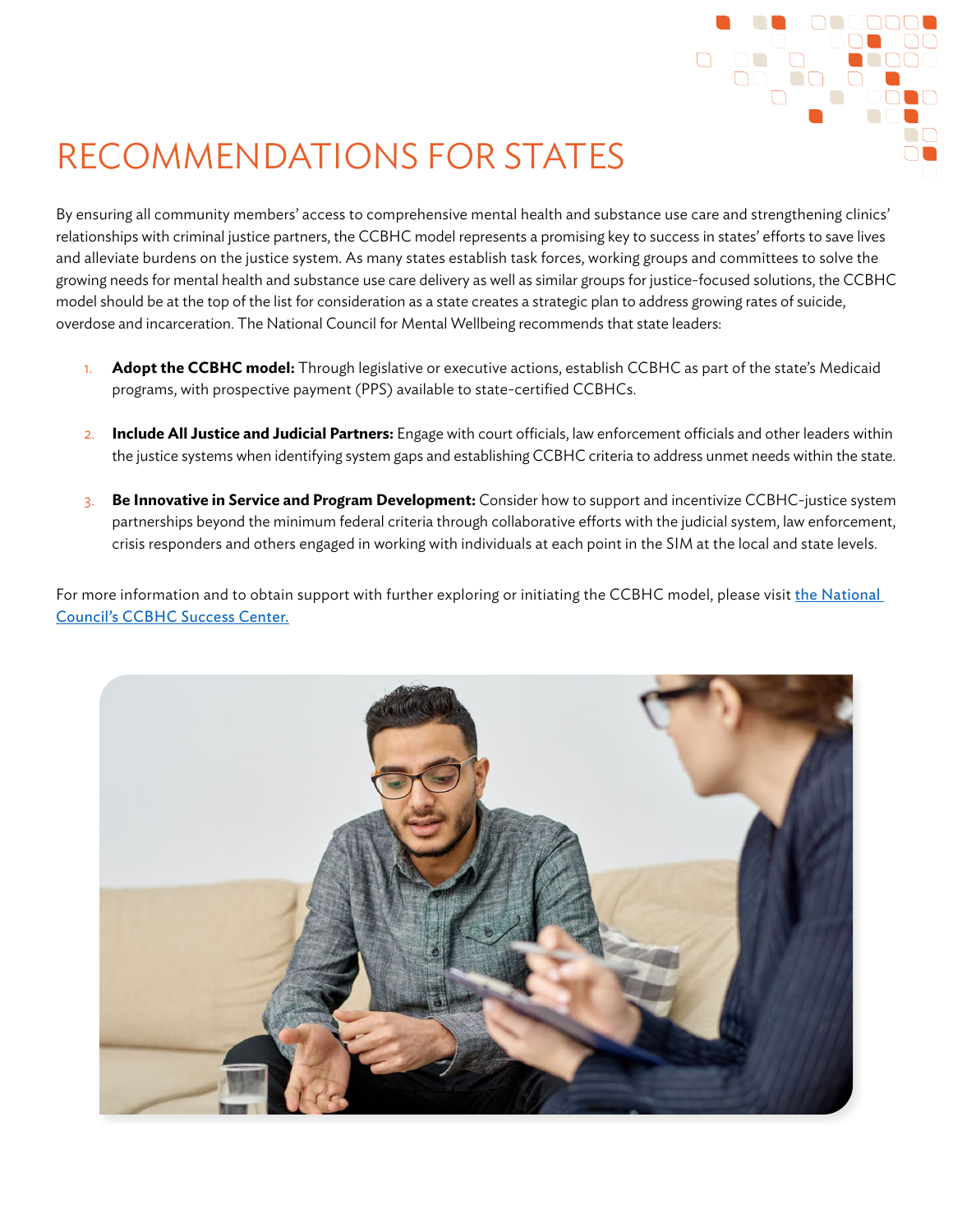# RECOMMENDATIONS FOR STATES

By ensuring all community members' access to comprehensive mental health and substance use care and strengthening clinics' relationships with criminal justice partners, the CCBHC model represents a promising key to success in states' efforts to save lives and alleviate burdens on the justice system. As many states establish task forces, working groups and committees to solve the growing needs for mental health and substance use care delivery as well as similar groups for justice-focused solutions, the CCBHC model should be at the top of the list for consideration as a state creates a strategic plan to address growing rates of suicide, overdose and incarceration. The National Council for Mental Wellbeing recommends that state leaders:

1. **Adopt the CCBHC model:** Through legislative or executive actions, establish CCBHC as part of the state's Medicaid programs, with prospective payment (PPS) available to state-certified CCBHCs.

2. **Include All Justice and Judicial Partners:** Engage with court officials, law enforcement officials and other leaders within the justice systems when identifying system gaps and establishing CCBHC criteria to address unmet needs within the state.

3. **Be Innovative in Service and Program Development:** Consider how to support and incentivize CCBHC-justice system partnerships beyond the minimum federal criteria through collaborative efforts with the judicial system, law enforcement, crisis responders and others engaged in working with individuals at each point in the SIM at the local and state levels.

For more information and to obtain support with further exploring or initiating the CCBHC model, please visit [the National Council's CCBHC Success Center.]()